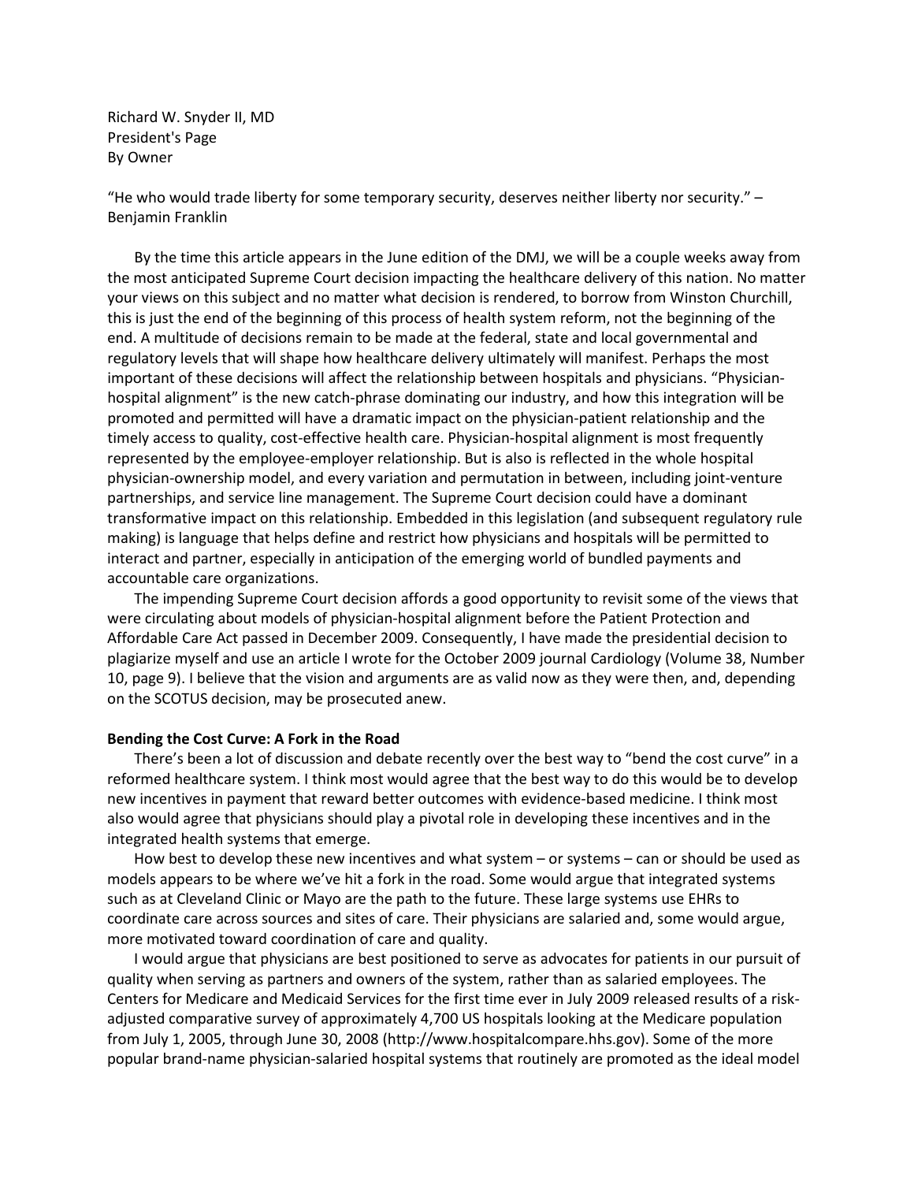Richard W. Snyder II, MD
President's Page
By Owner

"He who would trade liberty for some temporary security, deserves neither liberty nor security." – Benjamin Franklin

By the time this article appears in the June edition of the DMJ, we will be a couple weeks away from the most anticipated Supreme Court decision impacting the healthcare delivery of this nation. No matter your views on this subject and no matter what decision is rendered, to borrow from Winston Churchill, this is just the end of the beginning of this process of health system reform, not the beginning of the end. A multitude of decisions remain to be made at the federal, state and local governmental and regulatory levels that will shape how healthcare delivery ultimately will manifest. Perhaps the most important of these decisions will affect the relationship between hospitals and physicians. "Physician-hospital alignment" is the new catch-phrase dominating our industry, and how this integration will be promoted and permitted will have a dramatic impact on the physician-patient relationship and the timely access to quality, cost-effective health care. Physician-hospital alignment is most frequently represented by the employee-employer relationship. But is also is reflected in the whole hospital physician-ownership model, and every variation and permutation in between, including joint-venture partnerships, and service line management. The Supreme Court decision could have a dominant transformative impact on this relationship. Embedded in this legislation (and subsequent regulatory rule making) is language that helps define and restrict how physicians and hospitals will be permitted to interact and partner, especially in anticipation of the emerging world of bundled payments and accountable care organizations.

The impending Supreme Court decision affords a good opportunity to revisit some of the views that were circulating about models of physician-hospital alignment before the Patient Protection and Affordable Care Act passed in December 2009. Consequently, I have made the presidential decision to plagiarize myself and use an article I wrote for the October 2009 journal Cardiology (Volume 38, Number 10, page 9). I believe that the vision and arguments are as valid now as they were then, and, depending on the SCOTUS decision, may be prosecuted anew.

**Bending the Cost Curve: A Fork in the Road**

There's been a lot of discussion and debate recently over the best way to "bend the cost curve" in a reformed healthcare system. I think most would agree that the best way to do this would be to develop new incentives in payment that reward better outcomes with evidence-based medicine. I think most also would agree that physicians should play a pivotal role in developing these incentives and in the integrated health systems that emerge.

How best to develop these new incentives and what system – or systems – can or should be used as models appears to be where we've hit a fork in the road. Some would argue that integrated systems such as at Cleveland Clinic or Mayo are the path to the future. These large systems use EHRs to coordinate care across sources and sites of care. Their physicians are salaried and, some would argue, more motivated toward coordination of care and quality.

I would argue that physicians are best positioned to serve as advocates for patients in our pursuit of quality when serving as partners and owners of the system, rather than as salaried employees. The Centers for Medicare and Medicaid Services for the first time ever in July 2009 released results of a risk-adjusted comparative survey of approximately 4,700 US hospitals looking at the Medicare population from July 1, 2005, through June 30, 2008 (http://www.hospitalcompare.hhs.gov). Some of the more popular brand-name physician-salaried hospital systems that routinely are promoted as the ideal model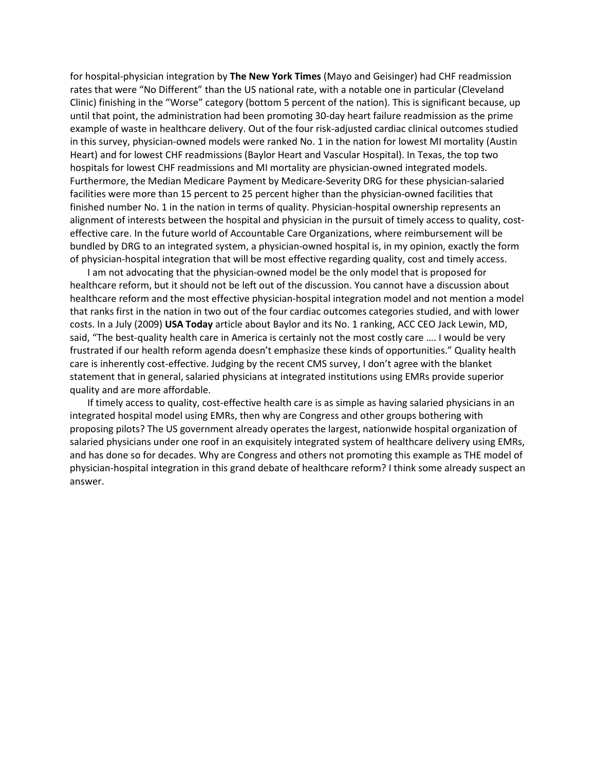for hospital-physician integration by **The New York Times** (Mayo and Geisinger) had CHF readmission rates that were "No Different" than the US national rate, with a notable one in particular (Cleveland Clinic) finishing in the "Worse" category (bottom 5 percent of the nation). This is significant because, up until that point, the administration had been promoting 30-day heart failure readmission as the prime example of waste in healthcare delivery. Out of the four risk-adjusted cardiac clinical outcomes studied in this survey, physician-owned models were ranked No. 1 in the nation for lowest MI mortality (Austin Heart) and for lowest CHF readmissions (Baylor Heart and Vascular Hospital). In Texas, the top two hospitals for lowest CHF readmissions and MI mortality are physician-owned integrated models. Furthermore, the Median Medicare Payment by Medicare-Severity DRG for these physician-salaried facilities were more than 15 percent to 25 percent higher than the physician-owned facilities that finished number No. 1 in the nation in terms of quality. Physician-hospital ownership represents an alignment of interests between the hospital and physician in the pursuit of timely access to quality, cost-effective care. In the future world of Accountable Care Organizations, where reimbursement will be bundled by DRG to an integrated system, a physician-owned hospital is, in my opinion, exactly the form of physician-hospital integration that will be most effective regarding quality, cost and timely access.

I am not advocating that the physician-owned model be the only model that is proposed for healthcare reform, but it should not be left out of the discussion. You cannot have a discussion about healthcare reform and the most effective physician-hospital integration model and not mention a model that ranks first in the nation in two out of the four cardiac outcomes categories studied, and with lower costs. In a July (2009) **USA Today** article about Baylor and its No. 1 ranking, ACC CEO Jack Lewin, MD, said, "The best-quality health care in America is certainly not the most costly care …. I would be very frustrated if our health reform agenda doesn't emphasize these kinds of opportunities." Quality health care is inherently cost-effective. Judging by the recent CMS survey, I don't agree with the blanket statement that in general, salaried physicians at integrated institutions using EMRs provide superior quality and are more affordable.

If timely access to quality, cost-effective health care is as simple as having salaried physicians in an integrated hospital model using EMRs, then why are Congress and other groups bothering with proposing pilots? The US government already operates the largest, nationwide hospital organization of salaried physicians under one roof in an exquisitely integrated system of healthcare delivery using EMRs, and has done so for decades. Why are Congress and others not promoting this example as THE model of physician-hospital integration in this grand debate of healthcare reform? I think some already suspect an answer.